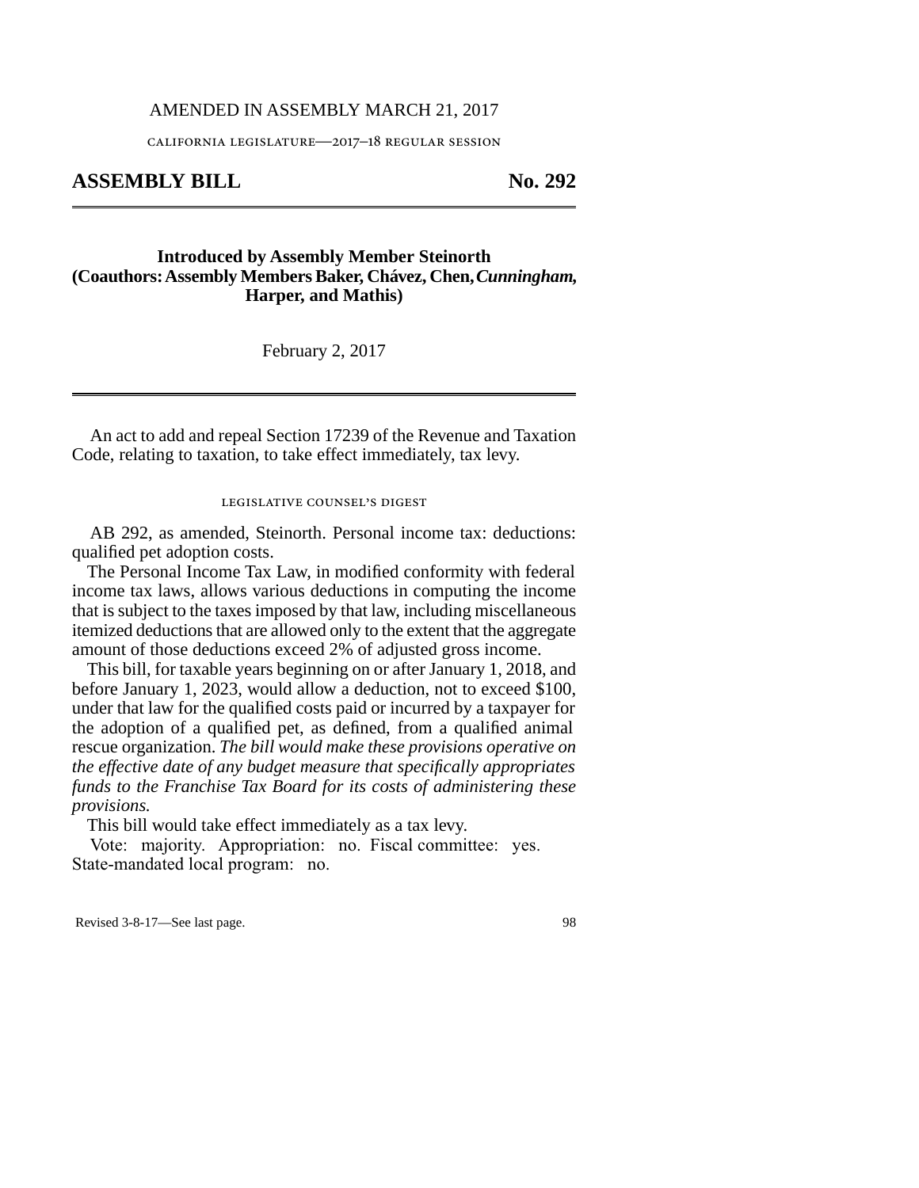AMENDED IN ASSEMBLY MARCH 21, 2017

CALIFORNIA LEGISLATURE—2017–18 REGULAR SESSION

# ASSEMBLY BILL No. 292

**Introduced by Assembly Member Steinorth**
**(Coauthors: Assembly Members Baker, Chávez, Chen, *Cunningham,* Harper, and Mathis)**

February 2, 2017

An act to add and repeal Section 17239 of the Revenue and Taxation Code, relating to taxation, to take effect immediately, tax levy.

LEGISLATIVE COUNSEL'S DIGEST

AB 292, as amended, Steinorth. Personal income tax: deductions: qualified pet adoption costs.

The Personal Income Tax Law, in modified conformity with federal income tax laws, allows various deductions in computing the income that is subject to the taxes imposed by that law, including miscellaneous itemized deductions that are allowed only to the extent that the aggregate amount of those deductions exceed 2% of adjusted gross income.

This bill, for taxable years beginning on or after January 1, 2018, and before January 1, 2023, would allow a deduction, not to exceed $100, under that law for the qualified costs paid or incurred by a taxpayer for the adoption of a qualified pet, as defined, from a qualified animal rescue organization. *The bill would make these provisions operative on the effective date of any budget measure that specifically appropriates funds to the Franchise Tax Board for its costs of administering these provisions.*

This bill would take effect immediately as a tax levy.

Vote: majority. Appropriation: no. Fiscal committee: yes. State-mandated local program: no.

Revised 3-8-17—See last page.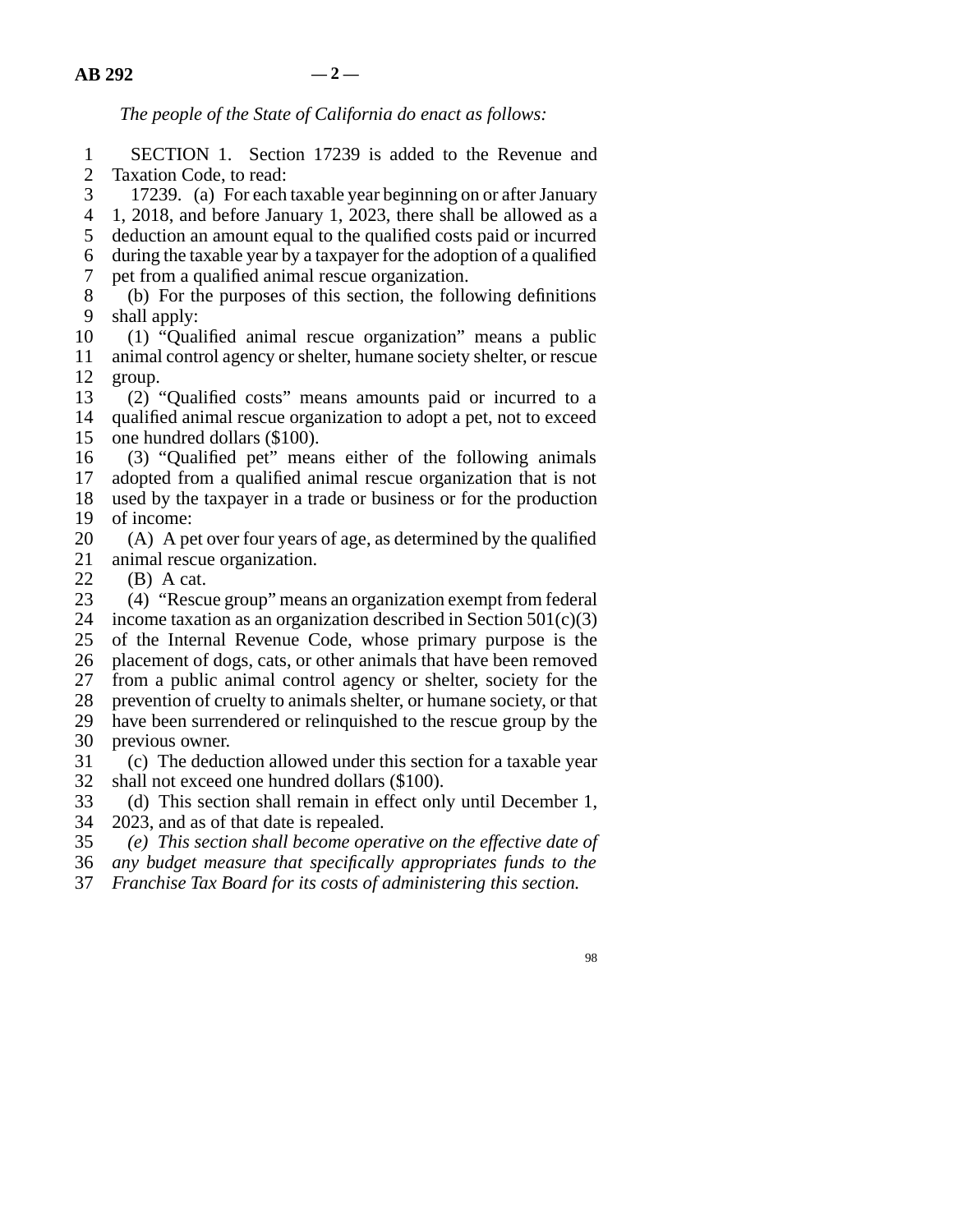*The people of the State of California do enact as follows:*

SECTION 1. Section 17239 is added to the Revenue and Taxation Code, to read:

17239. (a) For each taxable year beginning on or after January 1, 2018, and before January 1, 2023, there shall be allowed as a deduction an amount equal to the qualified costs paid or incurred during the taxable year by a taxpayer for the adoption of a qualified pet from a qualified animal rescue organization.

(b) For the purposes of this section, the following definitions shall apply:

(1) "Qualified animal rescue organization" means a public animal control agency or shelter, humane society shelter, or rescue group.

(2) "Qualified costs" means amounts paid or incurred to a qualified animal rescue organization to adopt a pet, not to exceed one hundred dollars ($100).

(3) "Qualified pet" means either of the following animals adopted from a qualified animal rescue organization that is not used by the taxpayer in a trade or business or for the production of income:

(A) A pet over four years of age, as determined by the qualified animal rescue organization.

(B) A cat.

(4) "Rescue group" means an organization exempt from federal income taxation as an organization described in Section 501(c)(3) of the Internal Revenue Code, whose primary purpose is the placement of dogs, cats, or other animals that have been removed from a public animal control agency or shelter, society for the prevention of cruelty to animals shelter, or humane society, or that have been surrendered or relinquished to the rescue group by the previous owner.

(c) The deduction allowed under this section for a taxable year shall not exceed one hundred dollars ($100).

(d) This section shall remain in effect only until December 1, 2023, and as of that date is repealed.

*(e) This section shall become operative on the effective date of any budget measure that specifically appropriates funds to the Franchise Tax Board for its costs of administering this section.*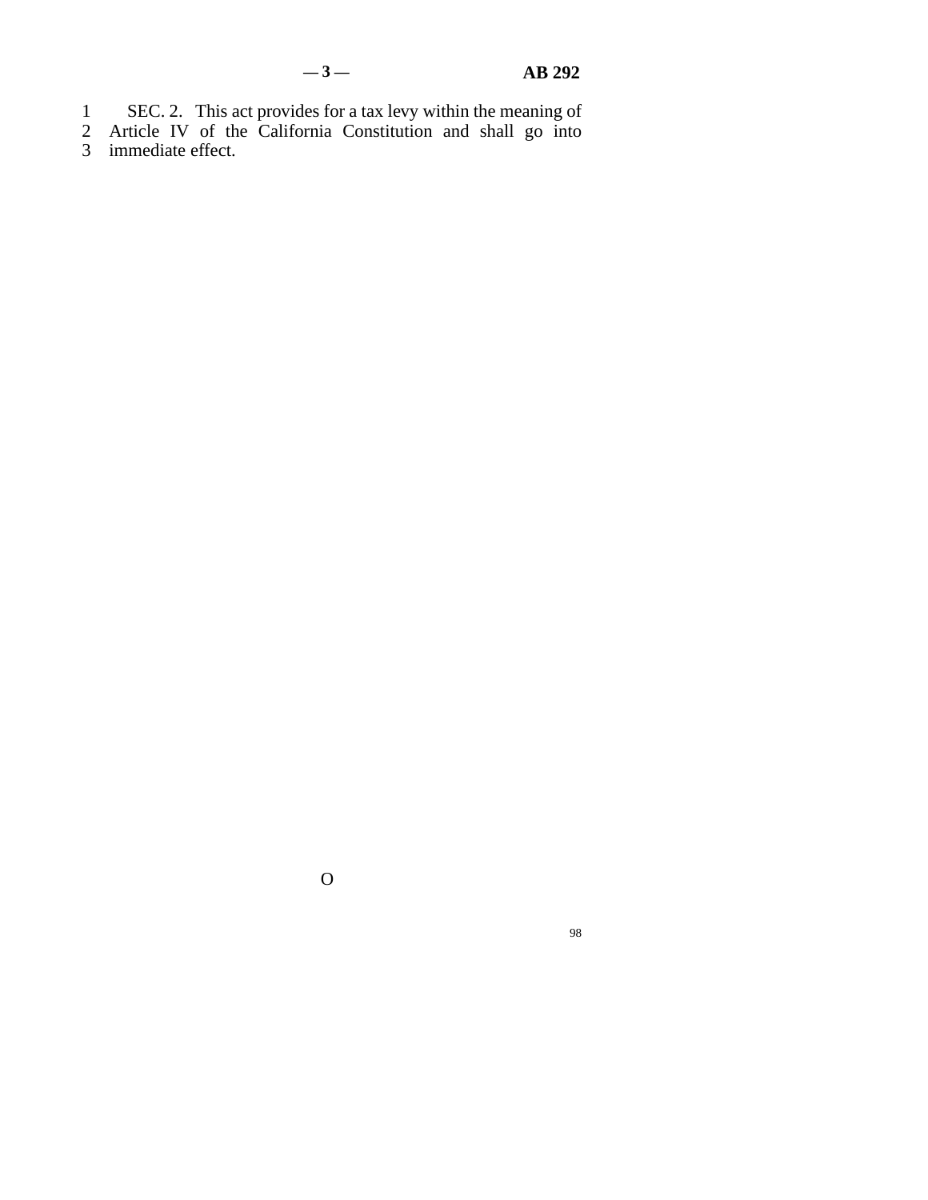SEC. 2. This act provides for a tax levy within the meaning of Article IV of the California Constitution and shall go into immediate effect.

O